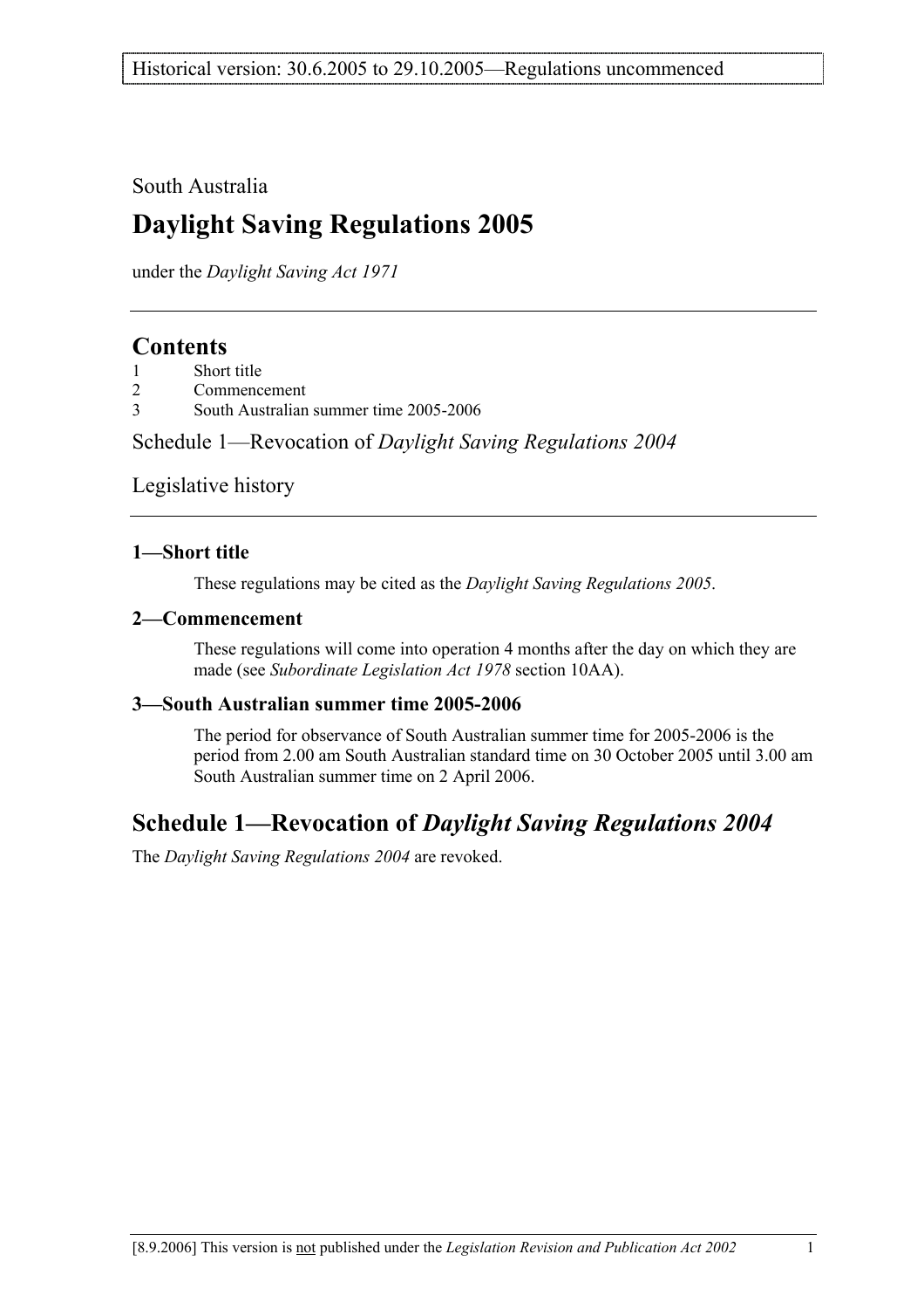South Australia

# Daylight Saving Regulations 2005

under the *Daylight Saving Act 1971*

## Contents

1 Short title
2 Commencement
3 South Australian summer time 2005-2006

Schedule 1—Revocation of *Daylight Saving Regulations 2004*

Legislative history

### 1—Short title

These regulations may be cited as the *Daylight Saving Regulations 2005*.

### 2—Commencement

These regulations will come into operation 4 months after the day on which they are made (see *Subordinate Legislation Act 1978* section 10AA).

### 3—South Australian summer time 2005-2006

The period for observance of South Australian summer time for 2005-2006 is the period from 2.00 am South Australian standard time on 30 October 2005 until 3.00 am South Australian summer time on 2 April 2006.

## Schedule 1—Revocation of *Daylight Saving Regulations 2004*

The *Daylight Saving Regulations 2004* are revoked.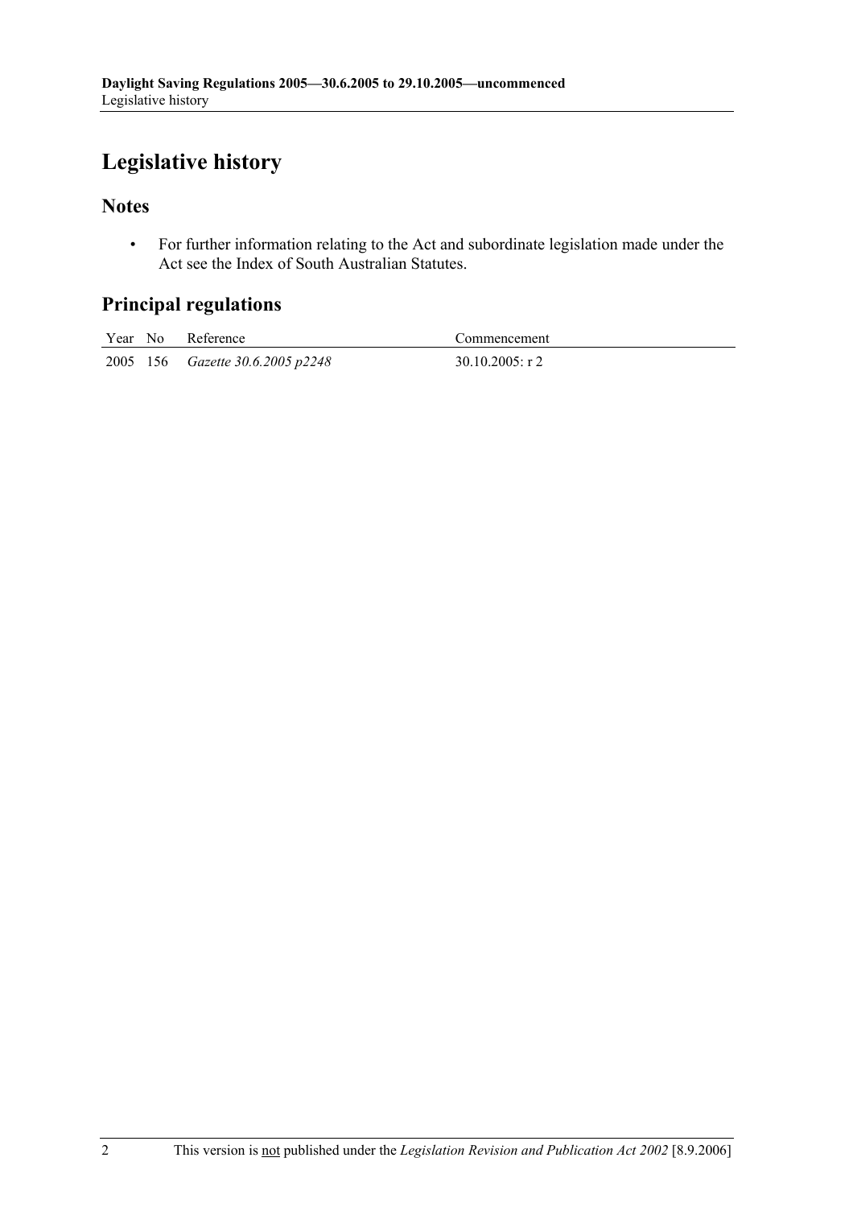# Legislative history

## Notes

- For further information relating to the Act and subordinate legislation made under the Act see the Index of South Australian Statutes.

## Principal regulations

| Year | No | Reference | Commencement |
|---|---|---|---|
| 2005 | 156 | *Gazette 30.6.2005 p2248* | 30.10.2005: r 2 |